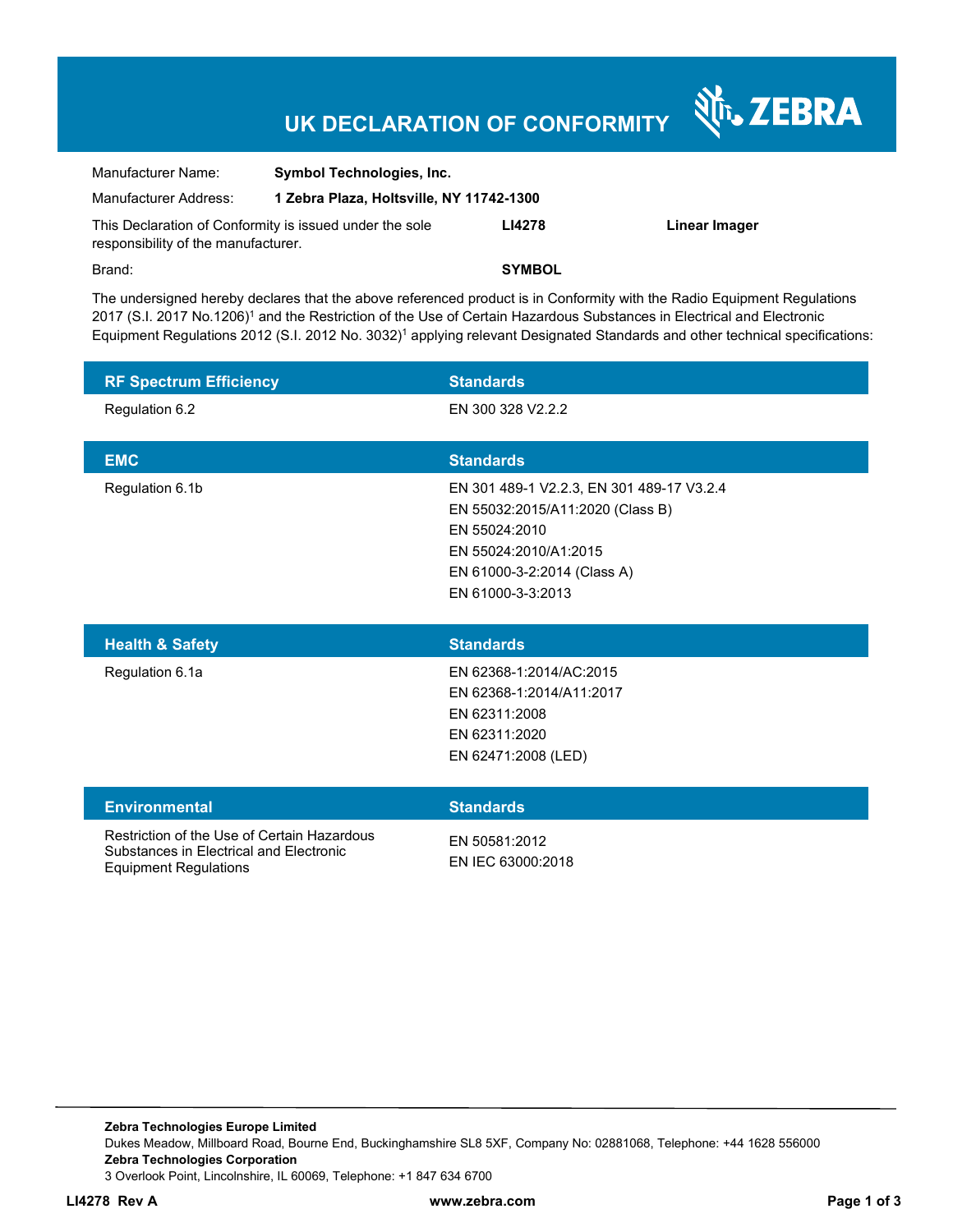# UK DECLARATION OF CONFORMITY

ZEBRA

| | | | |
|---|---|---|---|
| Manufacturer Name: | **Symbol Technologies, Inc.** | | |
| Manufacturer Address: | **1 Zebra Plaza, Holtsville, NY 11742-1300** | | |
| This Declaration of Conformity is issued under the sole responsibility of the manufacturer. | | **LI4278** | **Linear Imager** |
| Brand: | | **SYMBOL** | |

The undersigned hereby declares that the above referenced product is in Conformity with the Radio Equipment Regulations 2017 (S.I. 2017 No.1206)[1] and the Restriction of the Use of Certain Hazardous Substances in Electrical and Electronic Equipment Regulations 2012 (S.I. 2012 No. 3032)[1] applying relevant Designated Standards and other technical specifications:

| RF Spectrum Efficiency | Standards |
|---|---|
| Regulation 6.2 | EN 300 328 V2.2.2 |

| EMC | Standards |
|---|---|
| Regulation 6.1b | EN 301 489-1 V2.2.3, EN 301 489-17 V3.2.4<br>EN 55032:2015/A11:2020 (Class B)<br>EN 55024:2010<br>EN 55024:2010/A1:2015<br>EN 61000-3-2:2014 (Class A)<br>EN 61000-3-3:2013 |

| Health & Safety | Standards |
|---|---|
| Regulation 6.1a | EN 62368-1:2014/AC:2015<br>EN 62368-1:2014/A11:2017<br>EN 62311:2008<br>EN 62311:2020<br>EN 62471:2008 (LED) |

| Environmental | Standards |
|---|---|
| Restriction of the Use of Certain Hazardous Substances in Electrical and Electronic Equipment Regulations | EN 50581:2012<br>EN IEC 63000:2018 |

**Zebra Technologies Europe Limited**
Dukes Meadow, Millboard Road, Bourne End, Buckinghamshire SL8 5XF, Company No: 02881068, Telephone: +44 1628 556000
**Zebra Technologies Corporation**
3 Overlook Point, Lincolnshire, IL 60069, Telephone: +1 847 634 6700

**LI4278 Rev A** **www.zebra.com**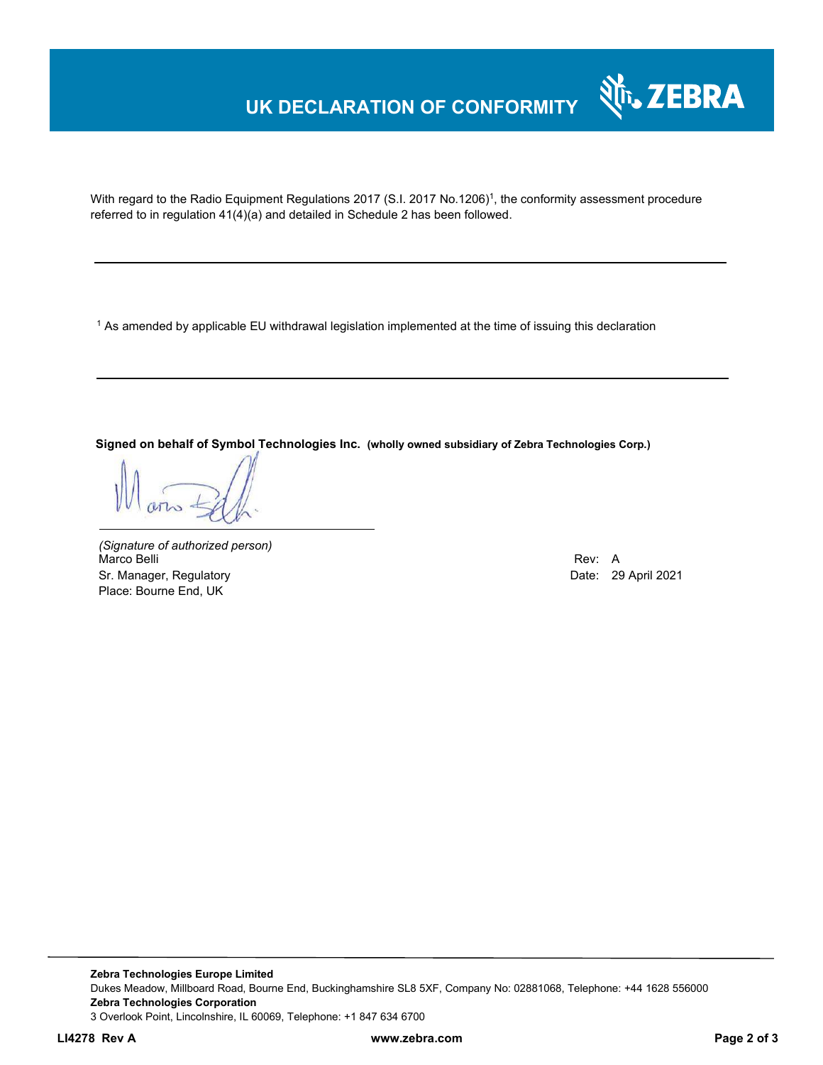# UK DECLARATION OF CONFORMITY

With regard to the Radio Equipment Regulations 2017 (S.I. 2017 No.1206)[1], the conformity assessment procedure referred to in regulation 41(4)(a) and detailed in Schedule 2 has been followed.

---

[1] As amended by applicable EU withdrawal legislation implemented at the time of issuing this declaration

---

**Signed on behalf of Symbol Technologies Inc.** **(wholly owned subsidiary of Zebra Technologies Corp.)**

*(Signature of authorized person)*
Marco Belli
Sr. Manager, Regulatory
Place: Bourne End, UK

Rev: A
Date: 29 April 2021

---

**Zebra Technologies Europe Limited**
Dukes Meadow, Millboard Road, Bourne End, Buckinghamshire SL8 5XF, Company No: 02881068, Telephone: +44 1628 556000
**Zebra Technologies Corporation**
3 Overlook Point, Lincolnshire, IL 60069, Telephone: +1 847 634 6700

**LI4278 Rev A** **www.zebra.com**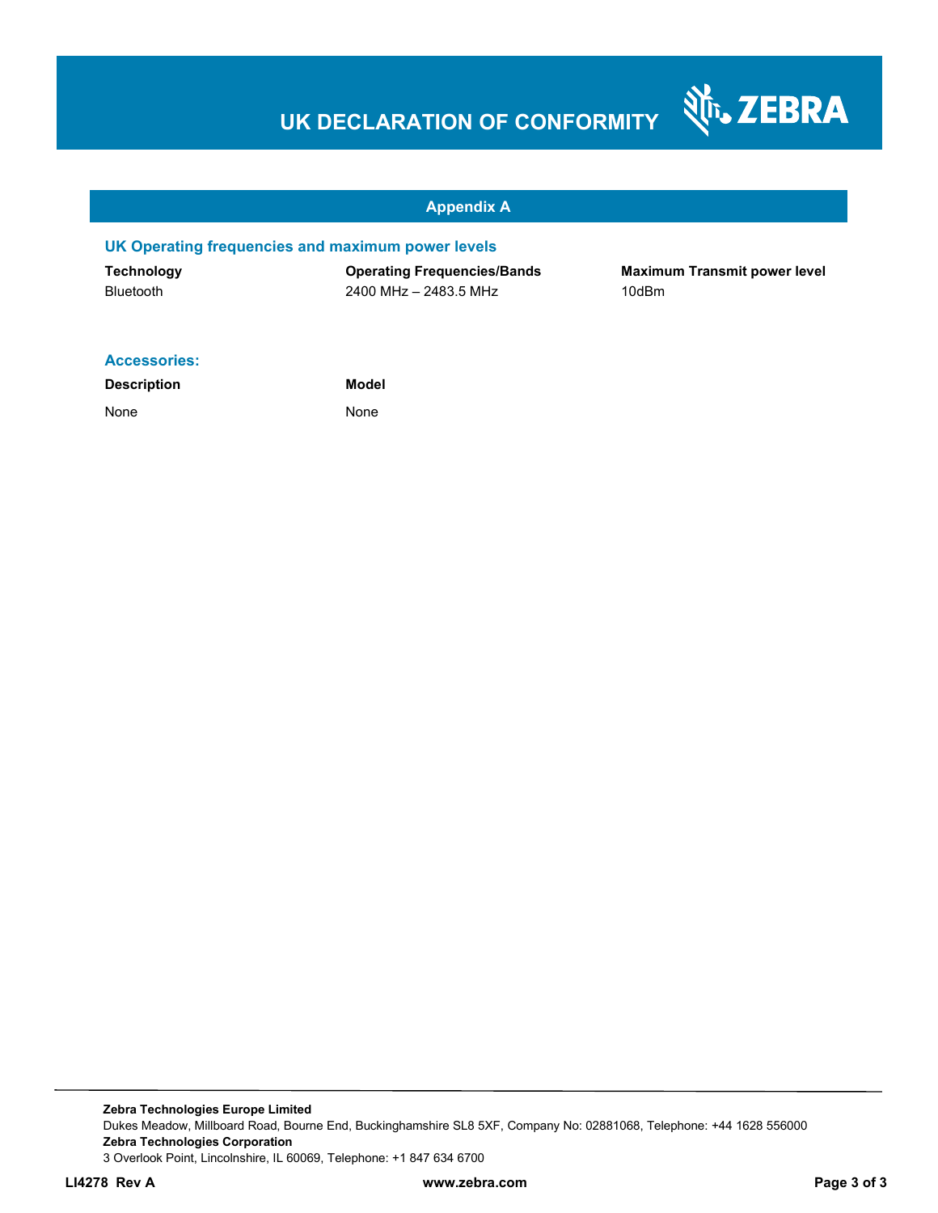# UK DECLARATION OF CONFORMITY

## Appendix A

### UK Operating frequencies and maximum power levels

| Technology | Operating Frequencies/Bands | Maximum Transmit power level |
|---|---|---|
| Bluetooth | 2400 MHz – 2483.5 MHz | 10dBm |

### Accessories:

| Description | Model |
|---|---|
| None | None |

**Zebra Technologies Europe Limited**
Dukes Meadow, Millboard Road, Bourne End, Buckinghamshire SL8 5XF, Company No: 02881068, Telephone: +44 1628 556000
**Zebra Technologies Corporation**
3 Overlook Point, Lincolnshire, IL 60069, Telephone: +1 847 634 6700

**LI4278 Rev A** **www.zebra.com**